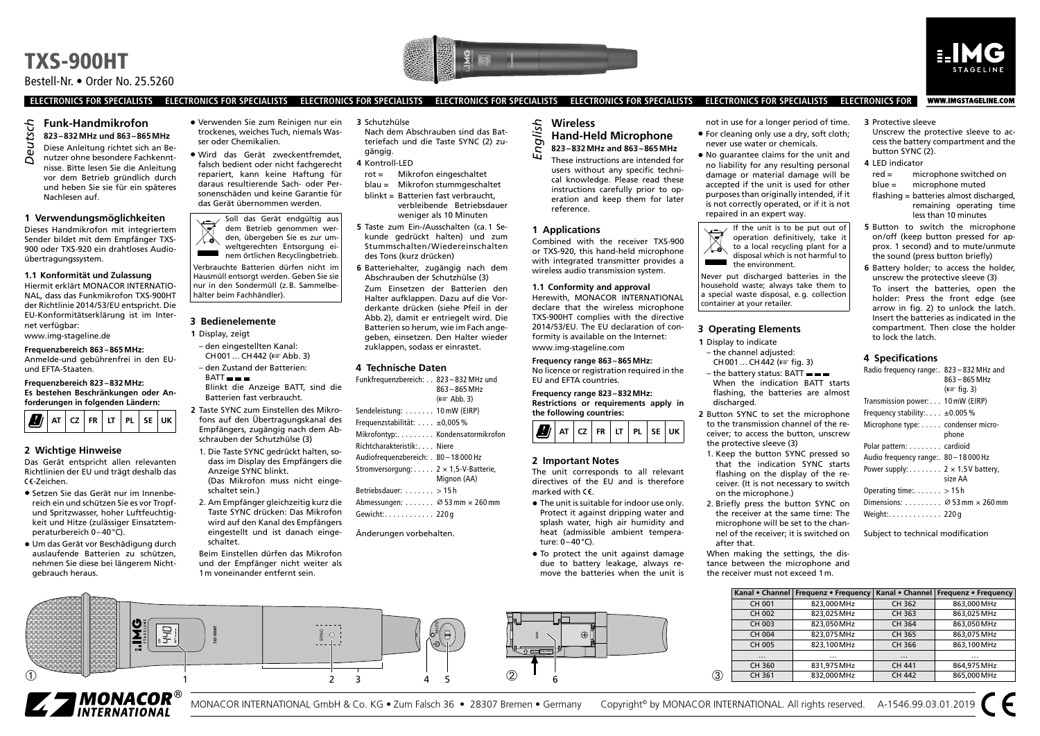# TXS-900HT

Bestell-Nr. • Order No. 25.5260

ELECTRONICS FOR SPECIALISTS ELECTRONICS FOR SPECIALISTS ELECTRONICS FOR SPECIALISTS ELECTRONICS FOR SPECIALISTS ELECTRONICS FOR SPECIALISTS ELECTRONICS FOR SPECIALISTS ELECTRONICS FOR

WWW.IMGSTAGELINE.COM

*Deutsch*

## Funk-Handmikrofon

**823 – 832 MHz und 863 – 865 MHz**

Diese Anleitung richtet sich an Benutzer ohne besondere Fachkenntnisse. Bitte lesen Sie die Anleitung vor dem Betrieb gründlich durch und heben Sie sie für ein späteres Nachlesen auf.

### 1 Verwendungsmöglichkeiten

Dieses Handmikrofon mit integriertem Sender bildet mit dem Empfänger TXS-900 oder TXS-920 ein drahtloses Audioübertragungssystem.

#### 1.1 Konformität und Zulassung

Hiermit erklärt MONACOR INTERNATIONAL, dass das Funkmikrofon TXS-900HT der Richtlinie 2014/53/EU entspricht. Die EU-Konformitätserklärung ist im Internet verfügbar:
www.img-stageline.de

**Frequenzbereich 863 – 865 MHz:**
Anmelde-und gebührenfrei in den EU- und EFTA-Staaten.

**Frequenzbereich 823 – 832 MHz:**
**Es bestehen Beschränkungen oder Anforderungen in folgenden Ländern:**

| ! | AT | CZ | FR | LT | PL | SE | UK |
|---|---|---|---|---|---|---|---|

### 2 Wichtige Hinweise

Das Gerät entspricht allen relevanten Richtlinien der EU und trägt deshalb das CE-Zeichen.

- Setzen Sie das Gerät nur im Innenbereich ein und schützen Sie es vor Tropf- und Spritzwasser, hoher Luftfeuchtigkeit und Hitze (zulässiger Einsatztemperaturbereich 0 – 40 °C).
- Um das Gerät vor Beschädigung durch auslaufende Batterien zu schützen, nehmen Sie diese bei längerem Nichtgebrauch heraus.
- Verwenden Sie zum Reinigen nur ein trockenes, weiches Tuch, niemals Wasser oder Chemikalien.
- Wird das Gerät zweckentfremdet, falsch bedient oder nicht fachgerecht repariert, kann keine Haftung für daraus resultierende Sach- oder Personenschäden und keine Garantie für das Gerät übernommen werden.

Soll das Gerät endgültig aus dem Betrieb genommen werden, übergeben Sie es zur umweltgerechten Entsorgung einem örtlichen Recyclingbetrieb.

Verbrauchte Batterien dürfen nicht im Hausmüll entsorgt werden. Geben Sie sie nur in den Sondermüll (z. B. Sammelbehälter beim Fachhändler).

### 3 Bedienelemente

**1** Display, zeigt
– den eingestellten Kanal: CH 001 … CH 442 (☞ Abb. 3)
– den Zustand der Batterien: BATT ▬▬▬
Blinkt die Anzeige BATT, sind die Batterien fast verbraucht.

**2** Taste SYNC zum Einstellen des Mikrofons auf den Übertragungskanal des Empfängers, zugänglich nach dem Abschrauben der Schutzhülse (3)
1. Die Taste SYNC gedrückt halten, sodass im Display des Empfängers die Anzeige SYNC blinkt. (Das Mikrofon muss nicht eingeschaltet sein.)
2. Am Empfänger gleichzeitig kurz die Taste SYNC drücken: Das Mikrofon wird auf den Kanal des Empfängers eingestellt und ist danach eingeschaltet.

Beim Einstellen dürfen das Mikrofon und der Empfänger nicht weiter als 1 m voneinander entfernt sein.

**3** Schutzhülse
Nach dem Abschrauben sind das Batteriefach und die Taste SYNC (2) zugängig.

**4** Kontroll-LED
rot = Mikrofon eingeschaltet
blau = Mikrofon stummgeschaltet
blinkt = Batterien fast verbraucht, verbleibende Betriebsdauer weniger als 10 Minuten

**5** Taste zum Ein-/Ausschalten (ca. 1 Sekunde gedrückt halten) und zum Stummschalten/Wiedereinschalten des Tons (kurz drücken)

**6** Batteriehalter, zugängig nach dem Abschrauben der Schutzhülse (3)
Zum Einsetzen der Batterien den Halter aufklappen. Dazu auf die Vorderkante drücken (siehe Pfeil in der Abb. 2), damit er entriegelt wird. Die Batterien so herum, wie im Fach angegeben, einsetzen. Den Halter wieder zuklappen, sodass er einrastet.

### 4 Technische Daten

| | |
|---|---|
| Funkfrequenzbereich: | 823 – 832 MHz und 863 – 865 MHz (☞ Abb. 3) |
| Sendeleistung: | 10 mW (EIRP) |
| Frequenzstabilität: | ±0,005 % |
| Mikrofontyp: | Kondensatormikrofon |
| Richtcharakteristik: | Niere |
| Audiofrequenzbereich: | 80 – 18 000 Hz |
| Stromversorgung: | 2 × 1,5-V-Batterie, Mignon (AA) |
| Betriebsdauer: | > 15 h |
| Abmessungen: | Ø 53 mm × 260 mm |
| Gewicht: | 220 g |

Änderungen vorbehalten.

*English*

## Wireless Hand-Held Microphone

**823 – 832 MHz and 863 – 865 MHz**

These instructions are intended for users without any specific technical knowledge. Please read these instructions carefully prior to operation and keep them for later reference.

### 1 Applications

Combined with the receiver TXS-900 or TXS-920, this hand-held microphone with integrated transmitter provides a wireless audio transmission system.

#### 1.1 Conformity and approval

Herewith, MONACOR INTERNATIONAL declare that the wireless microphone TXS-900HT complies with the directive 2014/53/EU. The EU declaration of conformity is available on the Internet:
www.img-stageline.com

**Frequency range 863 – 865 MHz:**
No licence or registration required in the EU and EFTA countries.

**Frequency range 823 – 832 MHz:**
**Restrictions or requirements apply in the following countries:**

| ! | AT | CZ | FR | LT | PL | SE | UK |
|---|---|---|---|---|---|---|---|

### 2 Important Notes

The unit corresponds to all relevant directives of the EU and is therefore marked with CE.

- The unit is suitable for indoor use only. Protect it against dripping water and splash water, high air humidity and heat (admissible ambient temperature: 0 – 40 °C).
- To protect the unit against damage due to battery leakage, always remove the batteries when the unit is not in use for a longer period of time.
- For cleaning only use a dry, soft cloth; never use water or chemicals.
- No guarantee claims for the unit and no liability for any resulting personal damage or material damage will be accepted if the unit is used for other purposes than originally intended, if it is not correctly operated, or if it is not repaired in an expert way.

If the unit is to be put out of operation definitively, take it to a local recycling plant for a disposal which is not harmful to the environment.

Never put discharged batteries in the household waste; always take them to a special waste disposal, e. g. collection container at your retailer.

### 3 Operating Elements

**1** Display to indicate
– the channel adjusted: CH 001 … CH 442 (☞ fig. 3)
– the battery status: BATT ▬▬▬
When the indication BATT starts flashing, the batteries are almost discharged.

**2** Button SYNC to set the microphone to the transmission channel of the receiver; to access the button, unscrew the protective sleeve (3)
1. Keep the button SYNC pressed so that the indication SYNC starts flashing on the display of the receiver. (It is not necessary to switch on the microphone.)
2. Briefly press the button SYNC on the receiver at the same time: The microphone will be set to the channel of the receiver; it is switched on after that.

When making the settings, the distance between the microphone and the receiver must not exceed 1 m.

**3** Protective sleeve
Unscrew the protective sleeve to access the battery compartment and the button SYNC (2).

**4** LED indicator
red = microphone switched on
blue = microphone muted
flashing = batteries almost discharged, remaining operating time less than 10 minutes

**5** Button to switch the microphone on/off (keep button pressed for approx. 1 second) and to mute/unmute the sound (press button briefly)

**6** Battery holder; to access the holder, unscrew the protective sleeve (3)
To insert the batteries, open the holder: Press the front edge (see arrow in fig. 2) to unlock the latch. Insert the batteries as indicated in the compartment. Then close the holder to lock the latch.

### 4 Specifications

| | |
|---|---|
| Radio frequency range: | 823 – 832 MHz and 863 – 865 MHz (☞ fig. 3) |
| Transmission power: | 10 mW (EIRP) |
| Frequency stability: | ±0.005 % |
| Microphone type: | condenser microphone |
| Polar pattern: | cardioid |
| Audio frequency range: | 80 – 18 000 Hz |
| Power supply: | 2 × 1.5 V battery, size AA |
| Operating time: | > 15 h |
| Dimensions: | Ø 53 mm × 260 mm |
| Weight: | 220 g |

Subject to technical modification

① 1 2 3 4 5

② 6

③

| Kanal • Channel | Frequenz • Frequency | Kanal • Channel | Frequenz • Frequency |
|---|---|---|---|
| CH 001 | 823,000 MHz | CH 362 | 863,000 MHz |
| CH 002 | 823,025 MHz | CH 363 | 863,025 MHz |
| CH 003 | 823,050 MHz | CH 364 | 863,050 MHz |
| CH 004 | 823,075 MHz | CH 365 | 863,075 MHz |
| CH 005 | 823,100 MHz | CH 366 | 863,100 MHz |
| … | … | … | … |
| CH 360 | 831,975 MHz | CH 441 | 864,975 MHz |
| CH 361 | 832,000 MHz | CH 442 | 865,000 MHz |

MONACOR INTERNATIONAL GmbH & Co. KG • Zum Falsch 36 • 28307 Bremen • Germany Copyright© by MONACOR INTERNATIONAL. All rights reserved. A-1546.99.03.01.2019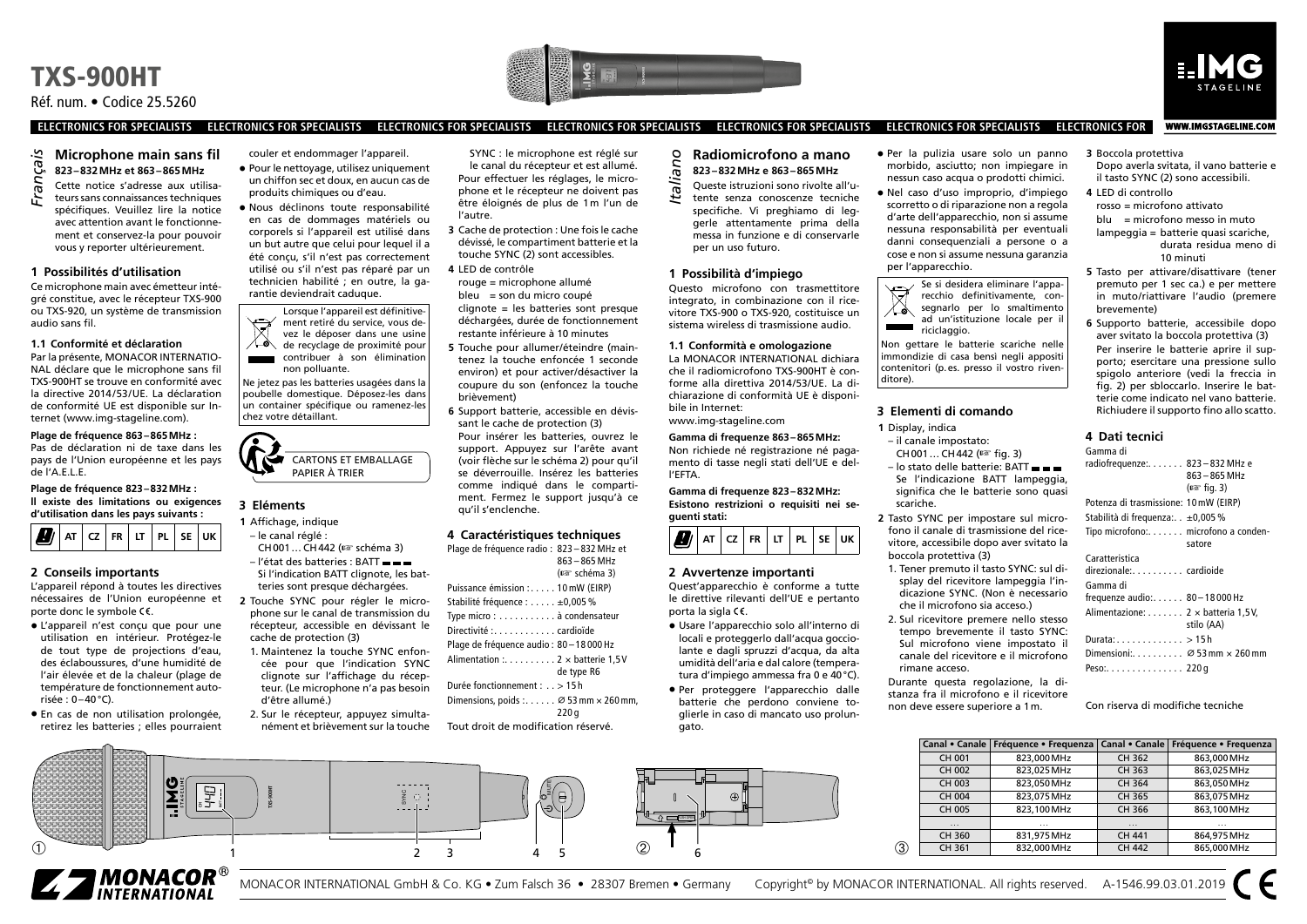# TXS-900HT

Réf. num. • Codice 25.5260

## Microphone main sans fil

**823 – 832 MHz et 863 – 865 MHz**

*Français*

Cette notice s'adresse aux utilisateurs sans connaissances techniques spécifiques. Veuillez lire la notice avec attention avant le fonctionnement et conservez-la pour pouvoir vous y reporter ultérieurement.

### 1 Possibilités d'utilisation

Ce microphone main avec émetteur intégré constitue, avec le récepteur TXS-900 ou TXS-920, un système de transmission audio sans fil.

#### 1.1 Conformité et déclaration

Par la présente, MONACOR INTERNATIONAL déclare que le microphone sans fil TXS-900HT se trouve en conformité avec la directive 2014/53/UE. La déclaration de conformité UE est disponible sur Internet (www.img-stageline.com).

**Plage de fréquence 863 – 865 MHz :**
Pas de déclaration ni de taxe dans les pays de l'Union européenne et les pays de l'A.E.L.E.

**Plage de fréquence 823 – 832 MHz :**
**Il existe des limitations ou exigences d'utilisation dans les pays suivants :**

| ! | AT | CZ | FR | LT | PL | SE | UK |
|---|---|---|---|---|---|---|---|

### 2 Conseils importants

L'appareil répond à toutes les directives nécessaires de l'Union européenne et porte donc le symbole CE.

- L'appareil n'est conçu que pour une utilisation en intérieur. Protégez-le de tout type de projections d'eau, des éclaboussures, d'une humidité de l'air élevée et de la chaleur (plage de température de fonctionnement autorisée : 0 – 40 °C).
- En cas de non utilisation prolongée, retirez les batteries ; elles pourraient couler et endommager l'appareil.
- Pour le nettoyage, utilisez uniquement un chiffon sec et doux, en aucun cas de produits chimiques ou d'eau.
- Nous déclinons toute responsabilité en cas de dommages matériels ou corporels si l'appareil est utilisé dans un but autre que celui pour lequel il a été conçu, s'il n'est pas correctement utilisé ou s'il n'est pas réparé par un technicien habilité ; en outre, la garantie deviendrait caduque.

Lorsque l'appareil est définitivement retiré du service, vous devez le déposer dans une usine de recyclage de proximité pour contribuer à son élimination non polluante.

Ne jetez pas les batteries usagées dans la poubelle domestique. Déposez-les dans un container spécifique ou ramenez-les chez votre détaillant.

CARTONS ET EMBALLAGE PAPIER À TRIER

### 3 Eléments

1 Affichage, indique
 – le canal réglé :
 CH 001 … CH 442 (☞ schéma 3)
 – l'état des batteries : BATT ▬▬▬
 Si l'indication BATT clignote, les batteries sont presque déchargées.

2 Touche SYNC pour régler le microphone sur le canal de transmission du récepteur, accessible en dévissant le cache de protection (3)
 1. Maintenez la touche SYNC enfoncée pour que l'indication SYNC clignote sur l'affichage du récepteur. (Le microphone n'a pas besoin d'être allumé.)
 2. Sur le récepteur, appuyez simultanément et brièvement sur la touche SYNC : le microphone est réglé sur le canal du récepteur et est allumé.

 Pour effectuer les réglages, le microphone et le récepteur ne doivent pas être éloignés de plus de 1 m l'un de l'autre.

3 Cache de protection : Une fois le cache dévissé, le compartiment batterie et la touche SYNC (2) sont accessibles.

4 LED de contrôle
 rouge = microphone allumé
 bleu = son du micro coupé
 clignote = les batteries sont presque déchargées, durée de fonctionnement restante inférieure à 10 minutes

5 Touche pour allumer/éteindre (maintenez la touche enfoncée 1 seconde environ) et pour activer/désactiver la coupure du son (enfoncez la touche brièvement)

6 Support batterie, accessible en dévissant le cache de protection (3)
 Pour insérer les batteries, ouvrez le support. Appuyez sur l'arête avant (voir flèche sur le schéma 2) pour qu'il se déverrouille. Insérez les batteries comme indiqué dans le compartiment. Fermez le support jusqu'à ce qu'il s'enclenche.

### 4 Caractéristiques techniques

| | |
|---|---|
| Plage de fréquence radio : | 823 – 832 MHz et 863 – 865 MHz (☞ schéma 3) |
| Puissance émission : | 10 mW (EIRP) |
| Stabilité fréquence : | ±0,005 % |
| Type micro : | à condensateur |
| Directivité : | cardioïde |
| Plage de fréquence audio : | 80 – 18 000 Hz |
| Alimentation : | 2 × batterie 1,5 V de type R6 |
| Durée fonctionnement : | > 15 h |
| Dimensions, poids : | Ø 53 mm × 260 mm, 220 g |

Tout droit de modification réservé.

## Radiomicrofono a mano

**823 – 832 MHz e 863 – 865 MHz**

*Italiano*

Queste istruzioni sono rivolte all'utente senza conoscenze tecniche specifiche. Vi preghiamo di leggerle attentamente prima della messa in funzione e di conservarle per un uso futuro.

### 1 Possibilità d'impiego

Questo microfono con trasmettitore integrato, in combinazione con il ricevitore TXS-900 o TXS-920, costituisce un sistema wireless di trasmissione audio.

#### 1.1 Conformità e omologazione

La MONACOR INTERNATIONAL dichiara che il radiomicrofono TXS-900HT è conforme alla direttiva 2014/53/UE. La dichiarazione di conformità UE è disponibile in Internet:
www.img-stageline.com

**Gamma di frequenze 863 – 865 MHz:**
Non richiede né registrazione né pagamento di tasse negli stati dell'UE e dell'EFTA.

**Gamma di frequenze 823 – 832 MHz:**
**Esistono restrizioni o requisiti nei seguenti stati:**

| ! | AT | CZ | FR | LT | PL | SE | UK |
|---|---|---|---|---|---|---|---|

### 2 Avvertenze importanti

Quest'apparecchio è conforme a tutte le direttive rilevanti dell'UE e pertanto porta la sigla CE.

- Usare l'apparecchio solo all'interno di locali e proteggerlo dall'acqua gocciolante e dagli spruzzi d'acqua, da alta umidità dell'aria e dal calore (temperatura d'impiego ammessa fra 0 e 40 °C).
- Per proteggere l'apparecchio dalle batterie che perdono conviene toglierle in caso di mancato uso prolungato.
- Per la pulizia usare solo un panno morbido, asciutto; non impiegare in nessun caso acqua o prodotti chimici.
- Nel caso d'uso improprio, d'impiego scorretto o di riparazione non a regola d'arte dell'apparecchio, non si assume nessuna responsabilità per eventuali danni consequenziali a persone o a cose e non si assume nessuna garanzia per l'apparecchio.

Se si desidera eliminare l'apparecchio definitivamente, consegnarlo per lo smaltimento ad un'istituzione locale per il riciclaggio.

Non gettare le batterie scariche nelle immondizie di casa bensì negli appositi contenitori (p. es. presso il vostro rivenditore).

### 3 Elementi di comando

1 Display, indica
 – il canale impostato:
 CH 001 … CH 442 (☞ fig. 3)
 – lo stato delle batterie: BATT ▬▬▬
 Se l'indicazione BATT lampeggia, significa che le batterie sono quasi scariche.

2 Tasto SYNC per impostare sul microfono il canale di trasmissione del ricevitore, accessibile dopo aver svitato la boccola protettiva (3)
 1. Tener premuto il tasto SYNC: sul display del ricevitore lampeggia l'indicazione SYNC. (Non è necessario che il microfono sia acceso.)
 2. Sul ricevitore premere nello stesso tempo brevemente il tasto SYNC: Sul microfono viene impostato il canale del ricevitore e il microfono rimane acceso.

 Durante questa regolazione, la distanza fra il microfono e il ricevitore non deve essere superiore a 1 m.

3 Boccola protettiva
 Dopo averla svitata, il vano batterie e il tasto SYNC (2) sono accessibili.

4 LED di controllo
 rosso = microfono attivato
 blu = microfono messo in muto
 lampeggia = batterie quasi scariche, durata residua meno di 10 minuti

5 Tasto per attivare/disattivare (tener premuto per 1 sec ca.) e per mettere in muto/riattivare l'audio (premere brevemente)

6 Supporto batterie, accessibile dopo aver svitato la boccola protettiva (3)
 Per inserire le batterie aprire il supporto; esercitare una pressione sullo spigolo anteriore (vedi la freccia in fig. 2) per sbloccarlo. Inserire le batterie come indicato nel vano batterie. Richiudere il supporto fino allo scatto.

### 4 Dati tecnici

| | |
|---|---|
| Gamma di radiofrequenze: | 823 – 832 MHz e 863 – 865 MHz (☞ fig. 3) |
| Potenza di trasmissione: | 10 mW (EIRP) |
| Stabilità di frequenza: | ±0,005 % |
| Tipo microfono: | microfono a condensatore |
| Caratteristica direzionale: | cardioide |
| Gamma di frequenze audio: | 80 – 18 000 Hz |
| Alimentazione: | 2 × batteria 1,5 V, stilo (AA) |
| Durata: | > 15 h |
| Dimensioni: | Ø 53 mm × 260 mm |
| Peso: | 220 g |

Con riserva di modifiche tecniche

①　②　③

| Canal • Canale | Fréquence • Frequenza | Canal • Canale | Fréquence • Frequenza |
|---|---|---|---|
| CH 001 | 823,000 MHz | CH 362 | 863,000 MHz |
| CH 002 | 823,025 MHz | CH 363 | 863,025 MHz |
| CH 003 | 823,050 MHz | CH 364 | 863,050 MHz |
| CH 004 | 823,075 MHz | CH 365 | 863,075 MHz |
| CH 005 | 823,100 MHz | CH 366 | 863,100 MHz |
| … | … | … | … |
| CH 360 | 831,975 MHz | CH 441 | 864,975 MHz |
| CH 361 | 832,000 MHz | CH 442 | 865,000 MHz |

MONACOR INTERNATIONAL GmbH & Co. KG • Zum Falsch 36 • 28307 Bremen • Germany　Copyright© by MONACOR INTERNATIONAL. All rights reserved.　A-1546.99.03.01.2019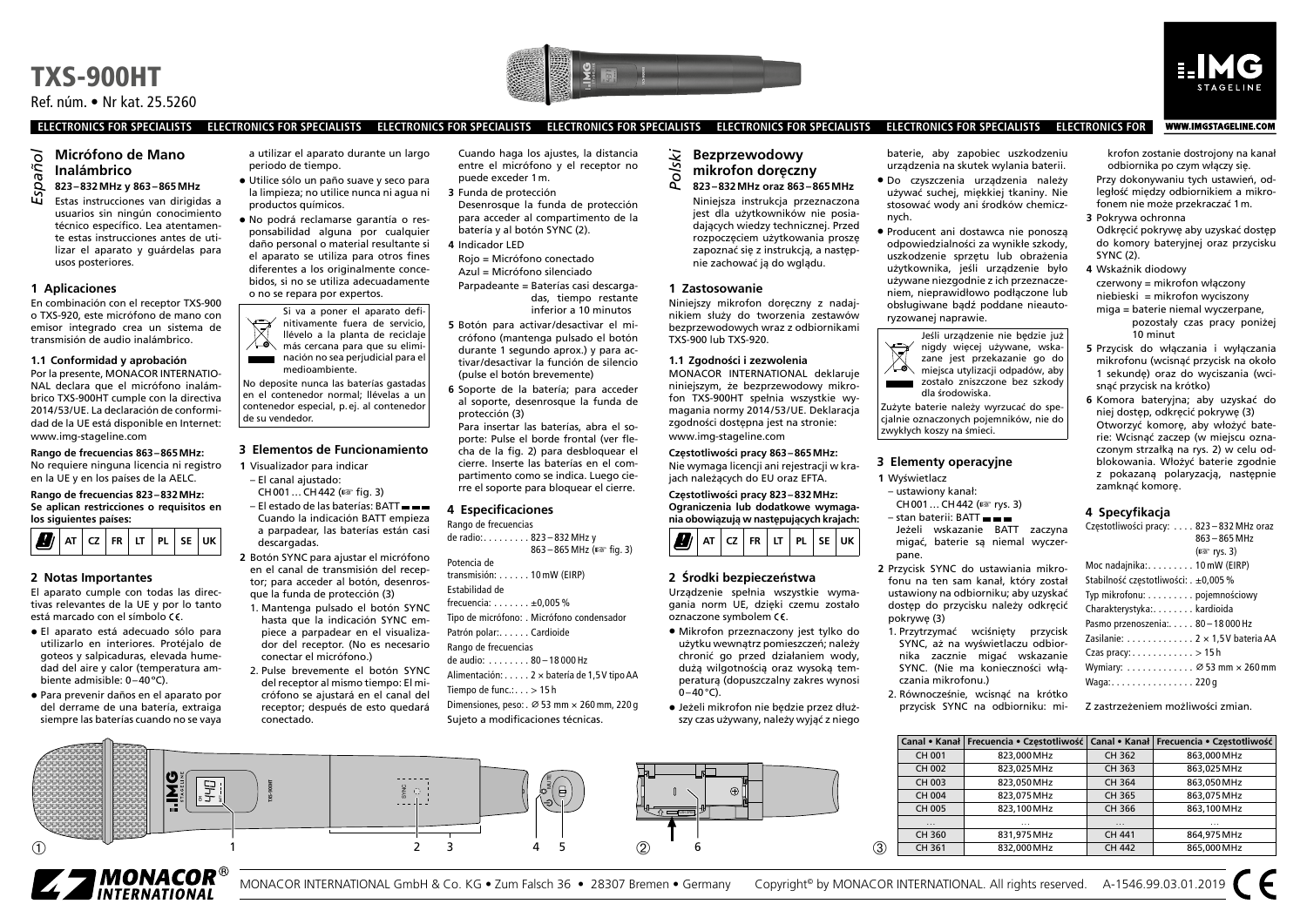# TXS-900HT

Ref. núm. • Nr kat. 25.5260

ELECTRONICS FOR SPECIALISTS ELECTRONICS FOR SPECIALISTS ELECTRONICS FOR SPECIALISTS ELECTRONICS FOR SPECIALISTS ELECTRONICS FOR SPECIALISTS ELECTRONICS FOR SPECIALISTS ELECTRONICS FOR

www.imgstageline.com

*Español*

## Micrófono de Mano Inalámbrico

### 823–832 MHz y 863–865 MHz

Estas instrucciones van dirigidas a usuarios sin ningún conocimiento técnico específico. Lea atentamente estas instrucciones antes de utilizar el aparato y guárdelas para usos posteriores.

## 1 Aplicaciones

En combinación con el receptor TXS-900 o TXS-920, este micrófono de mano con emisor integrado crea un sistema de transmisión de audio inalámbrico.

### 1.1 Conformidad y aprobación

Por la presente, MONACOR INTERNATIONAL declara que el micrófono inalámbrico TXS-900HT cumple con la directiva 2014/53/UE. La declaración de conformidad de la UE está disponible en Internet: www.img-stageline.com

**Rango de frecuencias 863–865 MHz:**
No requiere ninguna licencia ni registro en la UE y en los países de la AELC.

**Rango de frecuencias 823–832 MHz:**
**Se aplican restricciones o requisitos en los siguientes países:**

| | AT | CZ | FR | LT | PL | SE | UK |
|---|---|---|---|---|---|---|---|

## 2 Notas Importantes

El aparato cumple con todas las directivas relevantes de la UE y por lo tanto está marcado con el símbolo CE.

- El aparato está adecuado sólo para utilizarlo en interiores. Protéjalo de goteos y salpicaduras, elevada humedad del aire y calor (temperatura ambiente admisible: 0–40 °C).
- Para prevenir daños en el aparato por del derrame de una batería, extraiga siempre las baterías cuando no se vaya a utilizar el aparato durante un largo periodo de tiempo.
- Utilice sólo un paño suave y seco para la limpieza; no utilice nunca ni agua ni productos químicos.
- No podrá reclamarse garantía o responsabilidad alguna por cualquier daño personal o material resultante si el aparato se utiliza para otros fines diferentes a los originalmente concebidos, si no se utiliza adecuadamente o no se repara por expertos.

Si va a poner el aparato definitivamente fuera de servicio, llévelo a la planta de reciclaje más cercana para que su eliminación no sea perjudicial para el medioambiente.

No deposite nunca las baterías gastadas en el contenedor normal; llévelas a un contenedor especial, p. ej. al contenedor de su vendedor.

## 3 Elementos de Funcionamiento

1 Visualizador para indicar
   – El canal ajustado: CH 001 … CH 442 (☞ fig. 3)
   – El estado de las baterías: BATT ▬▬▬
   Cuando la indicación BATT empieza a parpadear, las baterías están casi descargadas.

2 Botón SYNC para ajustar el micrófono en el canal de transmisión del receptor; para acceder al botón, desenrosque la funda de protección (3)
   1. Mantenga pulsado el botón SYNC hasta que la indicación SYNC empiece a parpadear en el visualizador del receptor. (No es necesario conectar el micrófono.)
   2. Pulse brevemente el botón SYNC del receptor al mismo tiempo: El micrófono se ajustará en el canal del receptor; después de esto quedará conectado.

   Cuando haga los ajustes, la distancia entre el micrófono y el receptor no puede exceder 1 m.

3 Funda de protección
   Desenrosque la funda de protección para acceder al compartimento de la batería y al botón SYNC (2).

4 Indicador LED
   Rojo = Micrófono conectado
   Azul = Micrófono silenciado
   Parpadeante = Baterías casi descargadas, tiempo restante inferior a 10 minutos

5 Botón para activar/desactivar el micrófono (mantenga pulsado el botón durante 1 segundo aprox.) y para activar/desactivar la función de silencio (pulse el botón brevemente)

6 Soporte de la batería; para acceder al soporte, desenrosque la funda de protección (3)
   Para insertar las baterías, abra el soporte: Pulse el borde frontal (ver flecha de la fig. 2) para desbloquear el cierre. Inserte las baterías en el compartimento como se indica. Luego cierre el soporte para bloquear el cierre.

## 4 Especificaciones

Rango de frecuencias de radio: . . . . . . . . . 823–832 MHz y 863–865 MHz (☞ fig. 3)
Potencia de transmisión: . . . . . . 10 mW (EIRP)
Estabilidad de frecuencia: . . . . . . . ±0,005 %
Tipo de micrófono: . Micrófono condensador
Patrón polar: . . . . . . Cardioide
Rango de frecuencias de audio: . . . . . . . . 80–18 000 Hz
Alimentación: . . . . . 2 × batería de 1,5 V tipo AA
Tiempo de func.: . . . > 15 h
Dimensiones, peso: . Ø 53 mm × 260 mm, 220 g

Sujeto a modificaciones técnicas.

*Polski*

## Bezprzewodowy mikrofon doręczny

### 823–832 MHz oraz 863–865 MHz

Niniejsza instrukcja przeznaczona jest dla użytkowników nie posiadających wiedzy technicznej. Przed rozpoczęciem użytkowania proszę zapoznać się z instrukcją, a następnie zachować ją do wglądu.

## 1 Zastosowanie

Niniejszy mikrofon doręczny z nadajnikiem służy do tworzenia zestawów bezprzewodowych wraz z odbiornikami TXS-900 lub TXS-920.

### 1.1 Zgodności i zezwolenia

MONACOR INTERNATIONAL deklaruje niniejszym, że bezprzewodowy mikrofon TXS-900HT spełnia wszystkie wymagania normy 2014/53/UE. Deklaracja zgodności dostępna jest na stronie: www.img-stageline.com

**Częstotliwości pracy 863–865 MHz:**
Nie wymaga licencji ani rejestracji w krajach należących do EU oraz EFTA.

**Częstotliwości pracy 823–832 MHz:**
**Ograniczenia lub dodatkowe wymagania obowiązują w następujących krajach:**

| | AT | CZ | FR | LT | PL | SE | UK |
|---|---|---|---|---|---|---|---|

## 2 Środki bezpieczeństwa

Urządzenie spełnia wszystkie wymagania norm UE, dzięki czemu zostało oznaczone symbolem CE.

- Mikrofon przeznaczony jest tylko do użytku wewnątrz pomieszczeń; należy chronić go przed działaniem wody, dużą wilgotnością oraz wysoką temperaturą (dopuszczalny zakres wynosi 0–40 °C).
- Jeżeli mikrofon nie będzie przez dłuższy czas używany, należy wyjąć z niego baterie, aby zapobiec uszkodzeniu urządzenia na skutek wylania baterii.
- Do czyszczenia urządzenia należy używać suchej, miękkiej tkaniny. Nie stosować wody ani środków chemicznych.
- Producent ani dostawca nie ponoszą odpowiedzialności za wynikłe szkody, uszkodzenie sprzętu lub obrażenia użytkownika, jeśli urządzenie było używane niezgodnie z ich przeznaczeniem, nieprawidłowo podłączone lub obsługiwane bądź poddane nieautoryzowanej naprawie.

Jeśli urządzenie nie będzie już nigdy więcej używane, wskazane jest przekazanie go do miejsca utylizacji odpadów, aby zostało zniszczone bez szkody dla środowiska.

Zużyte baterie należy wyrzucać do specjalnie oznaczonych pojemników, nie do zwykłych koszy na śmieci.

## 3 Elementy operacyjne

1 Wyświetlacz
   – ustawiony kanał: CH 001 … CH 442 (☞ rys. 3)
   – stan baterii: BATT ▬▬▬
   Jeżeli wskazanie BATT zaczyna migać, baterie są niemal wyczerpane.

2 Przycisk SYNC do ustawiania mikrofonu na ten sam kanał, który został ustawiony na odbiorniku; aby uzyskać dostęp do przycisku należy odkręcić pokrywę (3)
   1. Przytrzymać wciśnięty przycisk SYNC, aż na wyświetlaczu odbiornika zacznie migać wskazanie SYNC. (Nie ma konieczności włączania mikrofonu.)
   2. Równocześnie, wcisnąć na krótko przycisk SYNC na odbiorniku: mikrofon zostanie dostrojony na kanał odbiornika po czym włączy się.

   Przy dokonywaniu tych ustawień, odległość między odbiornikiem a mikrofonem nie może przekraczać 1 m.

3 Pokrywa ochronna
   Odkręcić pokrywę aby uzyskać dostęp do komory bateryjnej oraz przycisku SYNC (2).

4 Wskaźnik diodowy
   czerwony = mikrofon włączony
   niebieski = mikrofon wyciszony
   miga = baterie niemal wyczerpane, pozostały czas pracy poniżej 10 minut

5 Przycisk do włączania i wyłączania mikrofonu (wcisnąć przycisk na około 1 sekundę) oraz do wyciszania (wcisnąć przycisk na krótko)

6 Komora bateryjna; aby uzyskać do niej dostęp, odkręcić pokrywę (3)
   Otworzyć komorę, aby włożyć baterie: Wcisnąć zaczep (w miejscu oznaczonym strzałką na rys. 2) w celu odblokowania. Włożyć baterie zgodnie z pokazaną polaryzacją, następnie zamknąć komorę.

## 4 Specyfikacja

Częstotliwości pracy: . . . . 823–832 MHz oraz 863–865 MHz (☞ rys. 3)
Moc nadajnika: . . . . . . . . . . 10 mW (EIRP)
Stabilność częstotliwości: . ±0,005 %
Typ mikrofonu: . . . . . . . . . pojemnościowy
Charakterystyka: . . . . . . . . kardioida
Pasmo przenoszenia: . . . . . 80–18 000 Hz
Zasilanie: . . . . . . . . . . . . . 2 × 1,5 V bateria AA
Czas pracy: . . . . . . . . . . . . > 15 h
Wymiary: . . . . . . . . . . . . . Ø 53 mm × 260 mm
Waga: . . . . . . . . . . . . . . . . 220 g

Z zastrzeżeniem możliwości zmian.

①

②

③

| Canal • Kanał | Frecuencia • Częstotliwość | Canal • Kanał | Frecuencia • Częstotliwość |
|---|---|---|---|
| CH 001 | 823,000 MHz | CH 362 | 863,000 MHz |
| CH 002 | 823,025 MHz | CH 363 | 863,025 MHz |
| CH 003 | 823,050 MHz | CH 364 | 863,050 MHz |
| CH 004 | 823,075 MHz | CH 365 | 863,075 MHz |
| CH 005 | 823,100 MHz | CH 366 | 863,100 MHz |
| … | … | … | … |
| CH 360 | 831,975 MHz | CH 441 | 864,975 MHz |
| CH 361 | 832,000 MHz | CH 442 | 865,000 MHz |

MONACOR INTERNATIONAL GmbH & Co. KG • Zum Falsch 36 • 28307 Bremen • Germany  Copyright© by MONACOR INTERNATIONAL. All rights reserved.  A-1546.99.03.01.2019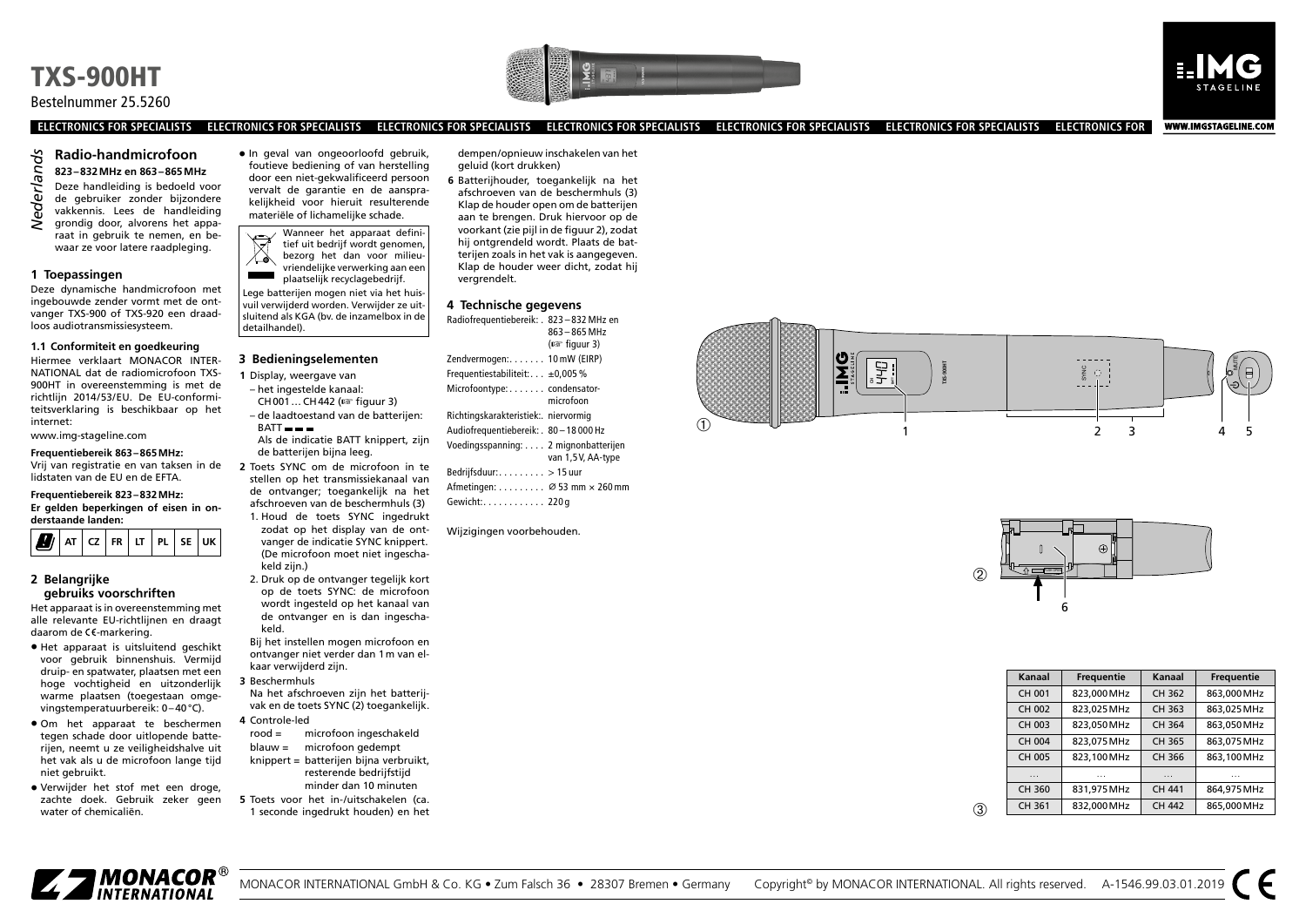# TXS-900HT

Bestelnummer 25.5260

## Radio-handmicrofoon

**823–832 MHz en 863–865 MHz**

Deze handleiding is bedoeld voor de gebruiker zonder bijzondere vakkennis. Lees de handleiding grondig door, alvorens het apparaat in gebruik te nemen, en bewaar ze voor latere raadpleging.

### 1 Toepassingen

Deze dynamische handmicrofoon met ingebouwde zender vormt met de ontvanger TXS-900 of TXS-920 een draadloos audiotransmissiesysteem.

#### 1.1 Conformiteit en goedkeuring

Hiermee verklaart MONACOR INTERNATIONAL dat de radiomicrofoon TXS-900HT in overeenstemming is met de richtlijn 2014/53/EU. De EU-conformiteitsverklaring is beschikbaar op het internet:

www.img-stageline.com

**Frequentiebereik 863–865 MHz:**

Vrij van registratie en van taksen in de lidstaten van de EU en de EFTA.

**Frequentiebereik 823–832 MHz:**

**Er gelden beperkingen of eisen in onderstaande landen:**

AT | CZ | FR | LT | PL | SE | UK

### 2 Belangrijke gebruiks voorschriften

Het apparaat is in overeenstemming met alle relevante EU-richtlijnen en draagt daarom de CE-markering.

- Het apparaat is uitsluitend geschikt voor gebruik binnenshuis. Vermijd druip- en spatwater, plaatsen met een hoge vochtigheid en uitzonderlijk warme plaatsen (toegestaan omgevingstemperatuurbereik: 0–40 °C).
- Om het apparaat te beschermen tegen schade door uitlopende batterijen, neemt u ze veiligheidshalve uit het vak als u de microfoon lange tijd niet gebruikt.
- Verwijder het stof met een droge, zachte doek. Gebruik zeker geen water of chemicaliën.
- In geval van ongeoorloofd gebruik, foutieve bediening of van herstelling door een niet-gekwalificeerd persoon vervalt de garantie en de aansprakelijkheid voor hieruit resulterende materiële of lichamelijke schade.

Wanneer het apparaat definitief uit bedrijf wordt genomen, bezorg het dan voor milieuvriendelijke verwerking aan een plaatselijk recyclagebedrijf.

Lege batterijen mogen niet via het huisvuil verwijderd worden. Verwijder ze uitsluitend als KGA (bv. de inzamelbox in de detailhandel).

### 3 Bedieningselementen

**1** Display, weergave van
- het ingestelde kanaal: CH 001 … CH 442 (☞ figuur 3)
- de laadtoestand van de batterijen: BATT ▬ ▬ ▬

Als de indicatie BATT knippert, zijn de batterijen bijna leeg.

**2** Toets SYNC om de microfoon in te stellen op het transmissiekanaal van de ontvanger; toegankelijk na het afschroeven van de beschermhuls (3)

1. Houd de toets SYNC ingedrukt zodat op het display van de ontvanger de indicatie SYNC knippert. (De microfoon moet niet ingeschakeld zijn.)
2. Druk op de ontvanger tegelijk kort op de toets SYNC: de microfoon wordt ingesteld op het kanaal van de ontvanger en is dan ingeschakeld.

Bij het instellen mogen microfoon en ontvanger niet verder dan 1 m van elkaar verwijderd zijn.

**3** Beschermhuls

Na het afschroeven zijn het batterijvak en de toets SYNC (2) toegankelijk.

**4** Controle-led

rood = microfoon ingeschakeld
blauw = microfoon gedempt
knippert = batterijen bijna verbruikt, resterende bedrijfstijd minder dan 10 minuten

**5** Toets voor het in-/uitschakelen (ca. 1 seconde ingedrukt houden) en het dempen/opnieuw inschakelen van het geluid (kort drukken)

**6** Batterijhouder, toegankelijk na het afschroeven van de beschermhuls (3)
Klap de houder open om de batterijen aan te brengen. Druk hiervoor op de voorkant (zie pijl in de figuur 2), zodat hij ontgrendeld wordt. Plaats de batterijen zoals in het vak is aangegeven. Klap de houder weer dicht, zodat hij vergrendelt.

### 4 Technische gegevens

Radiofrequentiebereik: . 823–832 MHz en 863–865 MHz (☞ figuur 3)
Zendvermogen: . . . . . . . 10 mW (EIRP)
Frequentiestabiliteit: . . . ±0,005 %
Microfoontype: . . . . . . . condensatormicrofoon
Richtingskarakteristiek: . niervormig
Audiofrequentiebereik: . 80–18 000 Hz
Voedingsspanning: . . . . 2 mignonbatterijen van 1,5 V, AA-type
Bedrijfsduur: . . . . . . . . . > 15 uur
Afmetingen: . . . . . . . . . Ø 53 mm × 260 mm
Gewicht: . . . . . . . . . . . . 220 g

Wijzigingen voorbehouden.

①
1 2 3 4 5

②
6

③

| Kanaal | Frequentie | Kanaal | Frequentie |
|---|---|---|---|
| CH 001 | 823,000 MHz | CH 362 | 863,000 MHz |
| CH 002 | 823,025 MHz | CH 363 | 863,025 MHz |
| CH 003 | 823,050 MHz | CH 364 | 863,050 MHz |
| CH 004 | 823,075 MHz | CH 365 | 863,075 MHz |
| CH 005 | 823,100 MHz | CH 366 | 863,100 MHz |
| … | … | … | … |
| CH 360 | 831,975 MHz | CH 441 | 864,975 MHz |
| CH 361 | 832,000 MHz | CH 442 | 865,000 MHz |

MONACOR INTERNATIONAL GmbH & Co. KG • Zum Falsch 36 • 28307 Bremen • Germany Copyright© by MONACOR INTERNATIONAL. All rights reserved. A-1546.99.03.01.2019